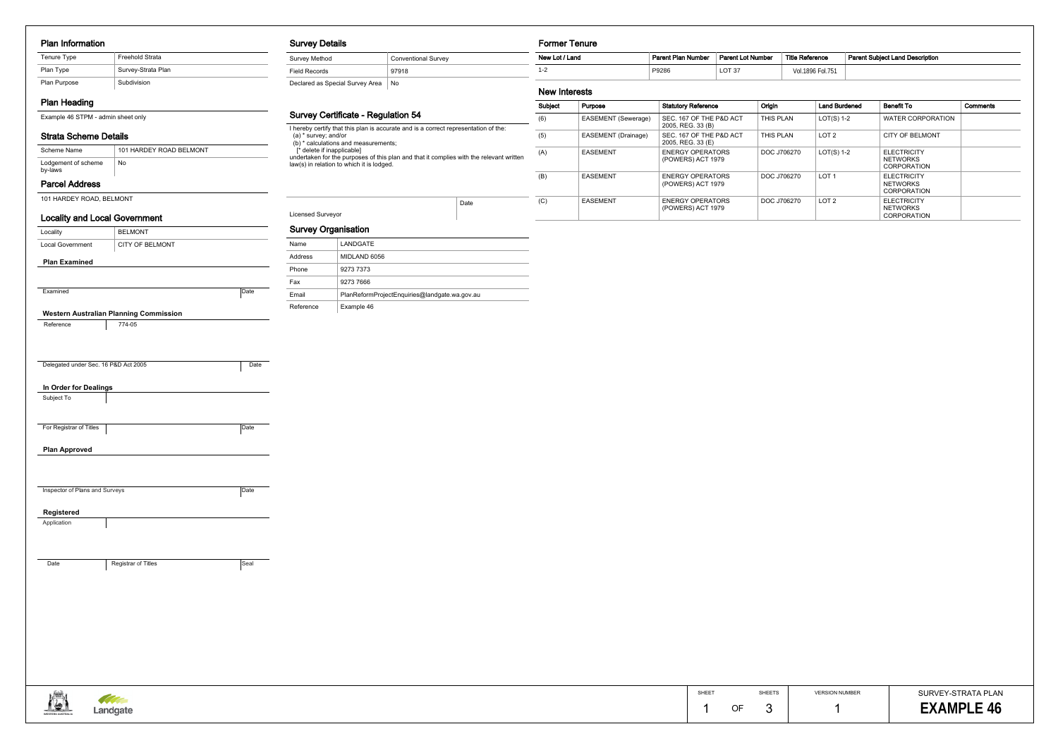## Plan Information

| | |
|---|---|
| Tenure Type | Freehold Strata |
| Plan Type | Survey-Strata Plan |
| Plan Purpose | Subdivision |

## Plan Heading

Example 46 STPM - admin sheet only

## Strata Scheme Details

| | |
|---|---|
| Scheme Name | 101 HARDEY ROAD BELMONT |
| Lodgement of scheme by-laws | No |

## Parcel Address

101 HARDEY ROAD, BELMONT

## Locality and Local Government

| | |
|---|---|
| Locality | BELMONT |
| Local Government | CITY OF BELMONT |

### Plan Examined

Examined | Date

### Western Australian Planning Commission

Reference | 774-05

Delegated under Sec. 16 P&D Act 2005 | Date

### In Order for Dealings

Subject To

For Registrar of Titles | Date

### Plan Approved

Inspector of Plans and Surveys | Date

### Registered

Application

Date | Registrar of Titles | Seal

## Survey Details

| | |
|---|---|
| Survey Method | Conventional Survey |
| Field Records | 97918 |
| Declared as Special Survey Area | No |

## Survey Certificate - Regulation 54

I hereby certify that this plan is accurate and is a correct representation of the:
(a) * survey; and/or
(b) * calculations and measurements;
[* delete if inapplicable]
undertaken for the purposes of this plan and that it complies with the relevant written law(s) in relation to which it is lodged.

Licensed Surveyor | Date

## Survey Organisation

| | |
|---|---|
| Name | LANDGATE |
| Address | MIDLAND 6056 |
| Phone | 9273 7373 |
| Fax | 9273 7666 |
| Email | PlanReformProjectEnquiries@landgate.wa.gov.au |
| Reference | Example 46 |

## Former Tenure

| New Lot / Land | Parent Plan Number | Parent Lot Number | Title Reference | Parent Subject Land Description |
|---|---|---|---|---|
| 1-2 | P9286 | LOT 37 | Vol.1896 Fol.751 | |

## New Interests

| Subject | Purpose | Statutory Reference | Origin | Land Burdened | Benefit To | Comments |
|---|---|---|---|---|---|---|
| (6) | EASEMENT (Sewerage) | SEC. 167 OF THE P&D ACT 2005, REG. 33 (B) | THIS PLAN | LOT(S) 1-2 | WATER CORPORATION | |
| (5) | EASEMENT (Drainage) | SEC. 167 OF THE P&D ACT 2005, REG. 33 (E) | THIS PLAN | LOT 2 | CITY OF BELMONT | |
| (A) | EASEMENT | ENERGY OPERATORS (POWERS) ACT 1979 | DOC J706270 | LOT(S) 1-2 | ELECTRICITY NETWORKS CORPORATION | |
| (B) | EASEMENT | ENERGY OPERATORS (POWERS) ACT 1979 | DOC J706270 | LOT 1 | ELECTRICITY NETWORKS CORPORATION | |
| (C) | EASEMENT | ENERGY OPERATORS (POWERS) ACT 1979 | DOC J706270 | LOT 2 | ELECTRICITY NETWORKS CORPORATION | |

| SHEET | SHEETS | VERSION NUMBER | SURVEY-STRATA PLAN |
|---|---|---|---|
| 1 OF | 3 | 1 | **EXAMPLE 46** |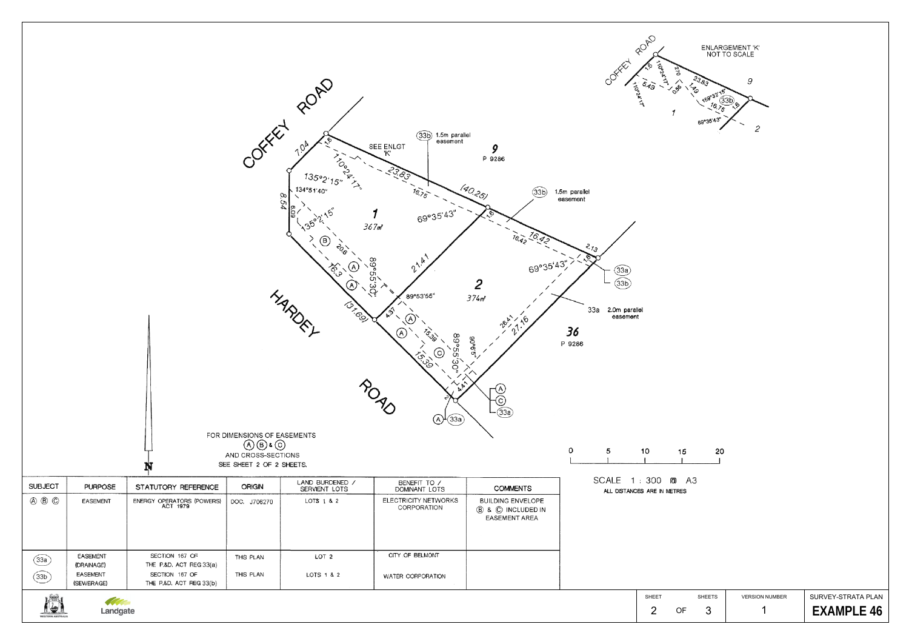FOR DIMENSIONS OF EASEMENTS
Ⓐ Ⓑ & Ⓒ
AND CROSS-SECTIONS
SEE SHEET 2 OF 2 SHEETS.

SCALE 1 : 300 @ A3

ALL DISTANCES ARE IN METRES

| SUBJECT | PURPOSE | STATUTORY REFERENCE | ORIGIN | LAND BURDENED / SERVIENT LOTS | BENEFIT TO / DOMINANT LOTS | COMMENTS |
|---|---|---|---|---|---|---|
| Ⓐ Ⓑ Ⓒ | EASEMENT | ENERGY OPERATORS (POWERS) ACT 1979 | DOC. J706270 | LOTS 1 & 2 | ELECTRICITY NETWORKS CORPORATION | BUILDING ENVELOPE Ⓑ & Ⓒ INCLUDED IN EASEMENT AREA |
| (33a) | EASEMENT (DRAINAGE) | SECTION 167 OF THE P.&D. ACT REG 33(a) | THIS PLAN | LOT 2 | CITY OF BELMONT | |
| (33b) | EASEMENT (SEWERAGE) | SECTION 167 OF THE P.&D. ACT REG 33(b) | THIS PLAN | LOTS 1 & 2 | WATER CORPORATION | |

| SHEET | SHEETS | VERSION NUMBER | SURVEY-STRATA PLAN |
|---|---|---|---|
| 2 OF 3 | | 1 | **EXAMPLE 46** |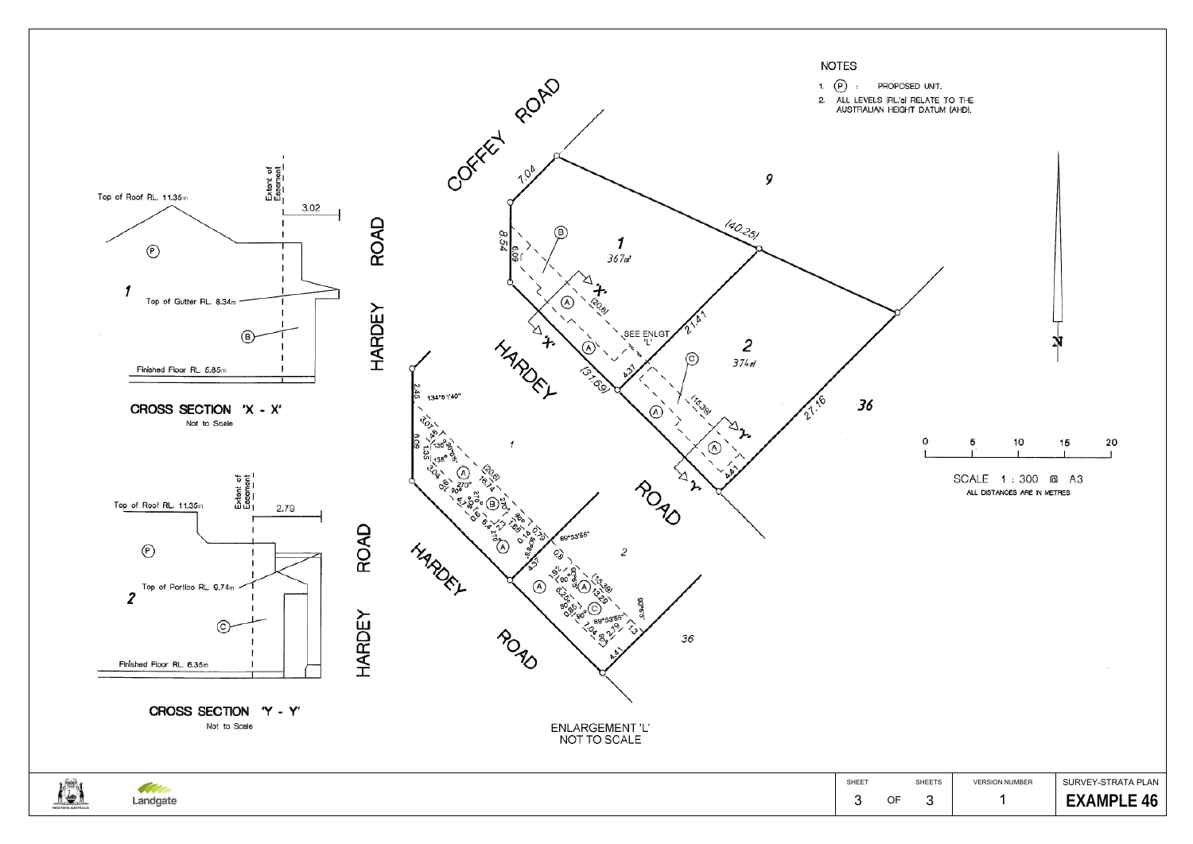NOTES

1. (P) : PROPOSED UNIT.
2. ALL LEVELS (RL's) RELATE TO THE AUSTRALIAN HEIGHT DATUM (AHD).

COFFEY ROAD

HARDEY ROAD

9

1
367m²

2
374m²

36

(40.25)

21.41

27.16

(31.69)

7.04

8.54

6.09

4.37

4.41

(20.6)

(15.39)

SEE ENLGT 'L'

'X'

'Y'

Top of Roof RL. 11.35m

Extent of Easement

3.02

(P)

1

Top of Gutter RL. 8.34m

(B)

Finished Floor RL. 6.85m

**CROSS SECTION 'X - X'**

Not to Scale

Top of Roof RL. 11.35m

Extent of Easement

2.79

(P)

Top of Portico RL. 9.74m

2

(C)

Finished Floor RL. 6.35m

**CROSS SECTION 'Y - Y'**

Not to Scale

2.45

134°51'40"

3.07

1.45

1.35

6.09

3.04

(20.6)

16.74

89°53'55"

4.37

(15.39)

13.29

7.04

2.79

4.41

36

ENLARGEMENT 'L'
NOT TO SCALE

0 5 10 15 20

SCALE 1 : 300 @ A3

ALL DISTANCES ARE IN METRES

N

Landgate

| SHEET | SHEETS | VERSION NUMBER | SURVEY-STRATA PLAN |
|---|---|---|---|
| 3 OF | 3 | 1 | **EXAMPLE 46** |